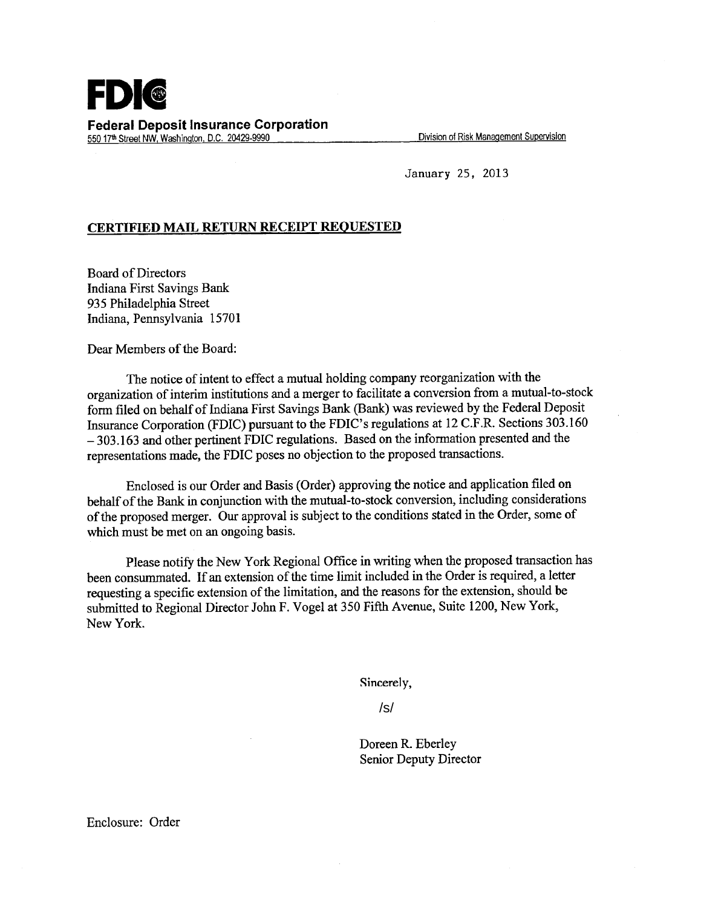# FDIC

**Federal Deposit Insurance Corporation**

550 17th Street NW, Washington, D.C. 20429-9990 — Division of Risk Management Supervision

January 25, 2013

**CERTIFIED MAIL RETURN RECEIPT REQUESTED**

Board of Directors
Indiana First Savings Bank
935 Philadelphia Street
Indiana, Pennsylvania 15701

Dear Members of the Board:

The notice of intent to effect a mutual holding company reorganization with the organization of interim institutions and a merger to facilitate a conversion from a mutual-to-stock form filed on behalf of Indiana First Savings Bank (Bank) was reviewed by the Federal Deposit Insurance Corporation (FDIC) pursuant to the FDIC's regulations at 12 C.F.R. Sections 303.160 – 303.163 and other pertinent FDIC regulations. Based on the information presented and the representations made, the FDIC poses no objection to the proposed transactions.

Enclosed is our Order and Basis (Order) approving the notice and application filed on behalf of the Bank in conjunction with the mutual-to-stock conversion, including considerations of the proposed merger. Our approval is subject to the conditions stated in the Order, some of which must be met on an ongoing basis.

Please notify the New York Regional Office in writing when the proposed transaction has been consummated. If an extension of the time limit included in the Order is required, a letter requesting a specific extension of the limitation, and the reasons for the extension, should be submitted to Regional Director John F. Vogel at 350 Fifth Avenue, Suite 1200, New York, New York.

Sincerely,

/s/

Doreen R. Eberley
Senior Deputy Director

Enclosure: Order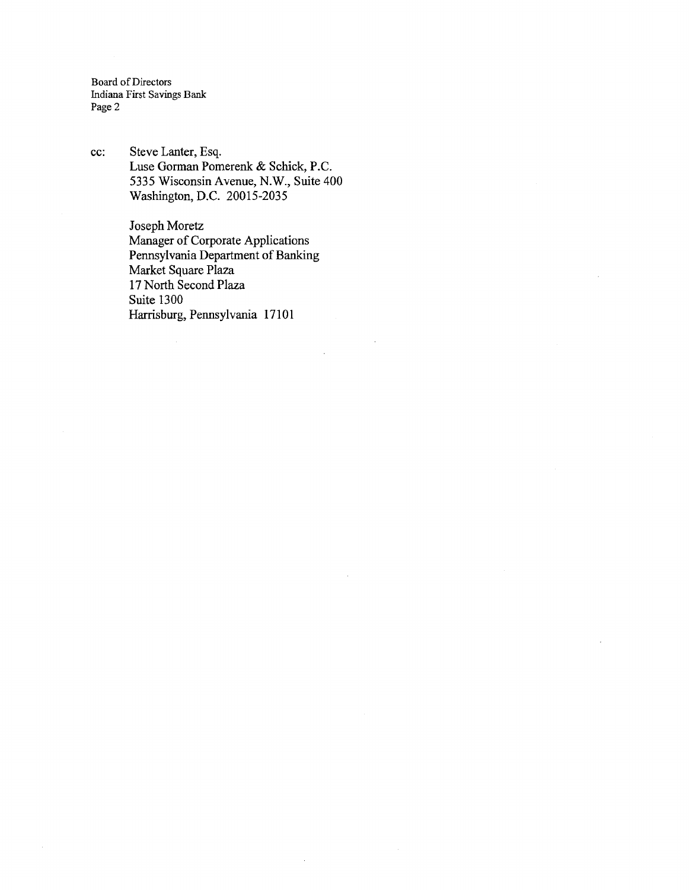cc: Steve Lanter, Esq.
Luse Gorman Pomerenk & Schick, P.C.
5335 Wisconsin Avenue, N.W., Suite 400
Washington, D.C. 20015-2035

Joseph Moretz
Manager of Corporate Applications
Pennsylvania Department of Banking
Market Square Plaza
17 North Second Plaza
Suite 1300
Harrisburg, Pennsylvania 17101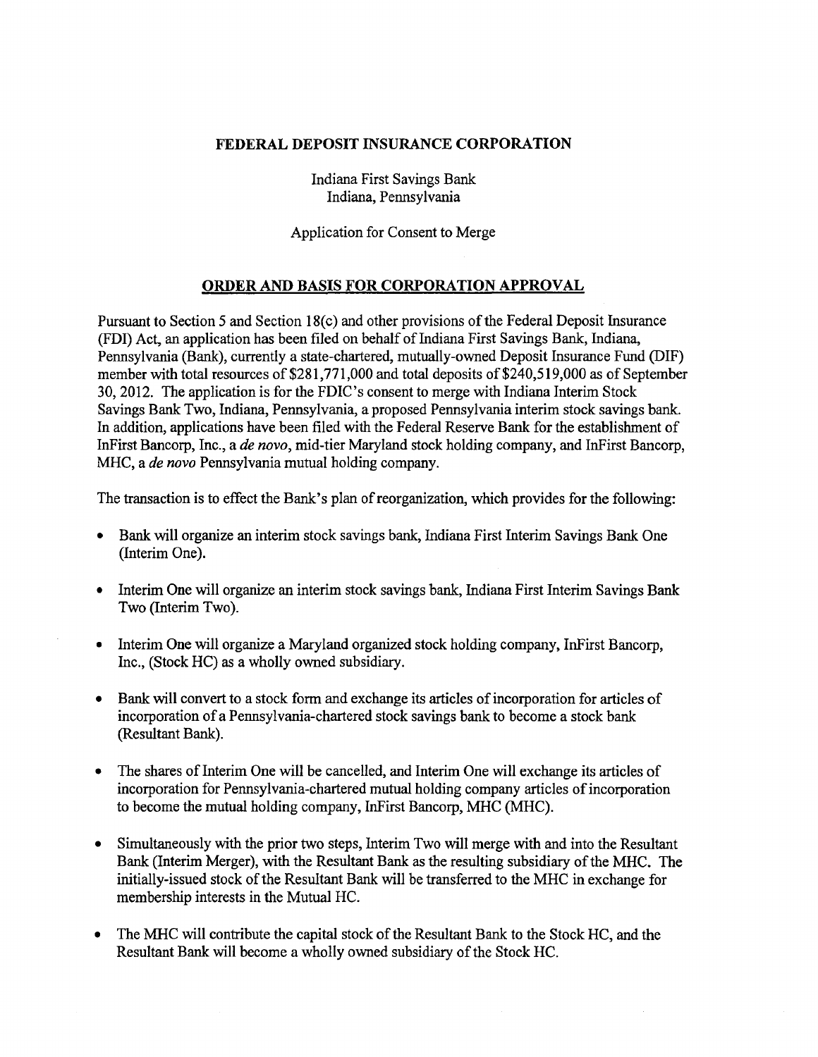**FEDERAL DEPOSIT INSURANCE CORPORATION**

Indiana First Savings Bank
Indiana, Pennsylvania

Application for Consent to Merge

## ORDER AND BASIS FOR CORPORATION APPROVAL

Pursuant to Section 5 and Section 18(c) and other provisions of the Federal Deposit Insurance (FDI) Act, an application has been filed on behalf of Indiana First Savings Bank, Indiana, Pennsylvania (Bank), currently a state-chartered, mutually-owned Deposit Insurance Fund (DIF) member with total resources of $281,771,000 and total deposits of $240,519,000 as of September 30, 2012. The application is for the FDIC's consent to merge with Indiana Interim Stock Savings Bank Two, Indiana, Pennsylvania, a proposed Pennsylvania interim stock savings bank. In addition, applications have been filed with the Federal Reserve Bank for the establishment of InFirst Bancorp, Inc., a *de novo*, mid-tier Maryland stock holding company, and InFirst Bancorp, MHC, a *de novo* Pennsylvania mutual holding company.

The transaction is to effect the Bank's plan of reorganization, which provides for the following:

- Bank will organize an interim stock savings bank, Indiana First Interim Savings Bank One (Interim One).
- Interim One will organize an interim stock savings bank, Indiana First Interim Savings Bank Two (Interim Two).
- Interim One will organize a Maryland organized stock holding company, InFirst Bancorp, Inc., (Stock HC) as a wholly owned subsidiary.
- Bank will convert to a stock form and exchange its articles of incorporation for articles of incorporation of a Pennsylvania-chartered stock savings bank to become a stock bank (Resultant Bank).
- The shares of Interim One will be cancelled, and Interim One will exchange its articles of incorporation for Pennsylvania-chartered mutual holding company articles of incorporation to become the mutual holding company, InFirst Bancorp, MHC (MHC).
- Simultaneously with the prior two steps, Interim Two will merge with and into the Resultant Bank (Interim Merger), with the Resultant Bank as the resulting subsidiary of the MHC. The initially-issued stock of the Resultant Bank will be transferred to the MHC in exchange for membership interests in the Mutual HC.
- The MHC will contribute the capital stock of the Resultant Bank to the Stock HC, and the Resultant Bank will become a wholly owned subsidiary of the Stock HC.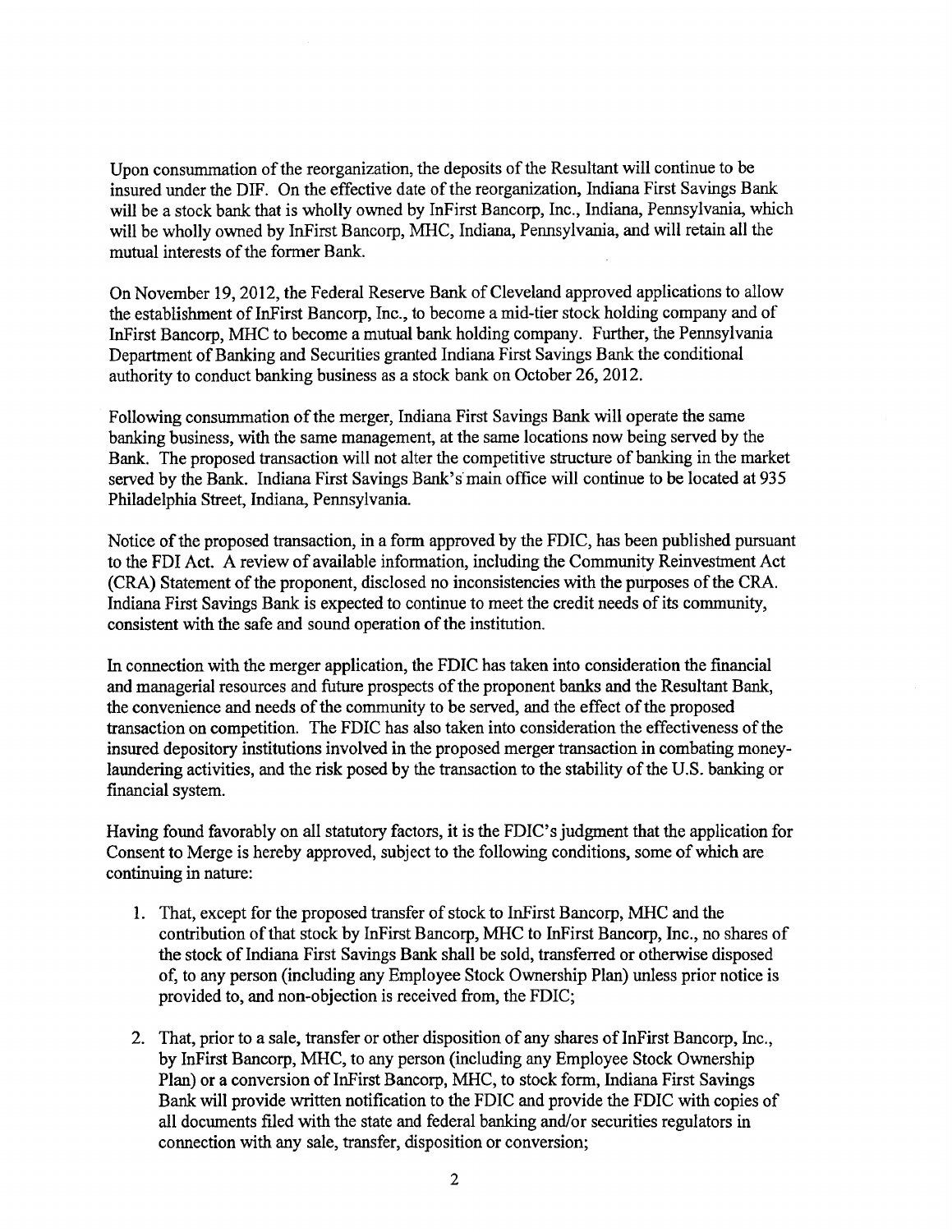Upon consummation of the reorganization, the deposits of the Resultant will continue to be insured under the DIF. On the effective date of the reorganization, Indiana First Savings Bank will be a stock bank that is wholly owned by InFirst Bancorp, Inc., Indiana, Pennsylvania, which will be wholly owned by InFirst Bancorp, MHC, Indiana, Pennsylvania, and will retain all the mutual interests of the former Bank.

On November 19, 2012, the Federal Reserve Bank of Cleveland approved applications to allow the establishment of InFirst Bancorp, Inc., to become a mid-tier stock holding company and of InFirst Bancorp, MHC to become a mutual bank holding company. Further, the Pennsylvania Department of Banking and Securities granted Indiana First Savings Bank the conditional authority to conduct banking business as a stock bank on October 26, 2012.

Following consummation of the merger, Indiana First Savings Bank will operate the same banking business, with the same management, at the same locations now being served by the Bank. The proposed transaction will not alter the competitive structure of banking in the market served by the Bank. Indiana First Savings Bank's main office will continue to be located at 935 Philadelphia Street, Indiana, Pennsylvania.

Notice of the proposed transaction, in a form approved by the FDIC, has been published pursuant to the FDI Act. A review of available information, including the Community Reinvestment Act (CRA) Statement of the proponent, disclosed no inconsistencies with the purposes of the CRA. Indiana First Savings Bank is expected to continue to meet the credit needs of its community, consistent with the safe and sound operation of the institution.

In connection with the merger application, the FDIC has taken into consideration the financial and managerial resources and future prospects of the proponent banks and the Resultant Bank, the convenience and needs of the community to be served, and the effect of the proposed transaction on competition. The FDIC has also taken into consideration the effectiveness of the insured depository institutions involved in the proposed merger transaction in combating money-laundering activities, and the risk posed by the transaction to the stability of the U.S. banking or financial system.

Having found favorably on all statutory factors, it is the FDIC's judgment that the application for Consent to Merge is hereby approved, subject to the following conditions, some of which are continuing in nature:

1. That, except for the proposed transfer of stock to InFirst Bancorp, MHC and the contribution of that stock by InFirst Bancorp, MHC to InFirst Bancorp, Inc., no shares of the stock of Indiana First Savings Bank shall be sold, transferred or otherwise disposed of, to any person (including any Employee Stock Ownership Plan) unless prior notice is provided to, and non-objection is received from, the FDIC;

2. That, prior to a sale, transfer or other disposition of any shares of InFirst Bancorp, Inc., by InFirst Bancorp, MHC, to any person (including any Employee Stock Ownership Plan) or a conversion of InFirst Bancorp, MHC, to stock form, Indiana First Savings Bank will provide written notification to the FDIC and provide the FDIC with copies of all documents filed with the state and federal banking and/or securities regulators in connection with any sale, transfer, disposition or conversion;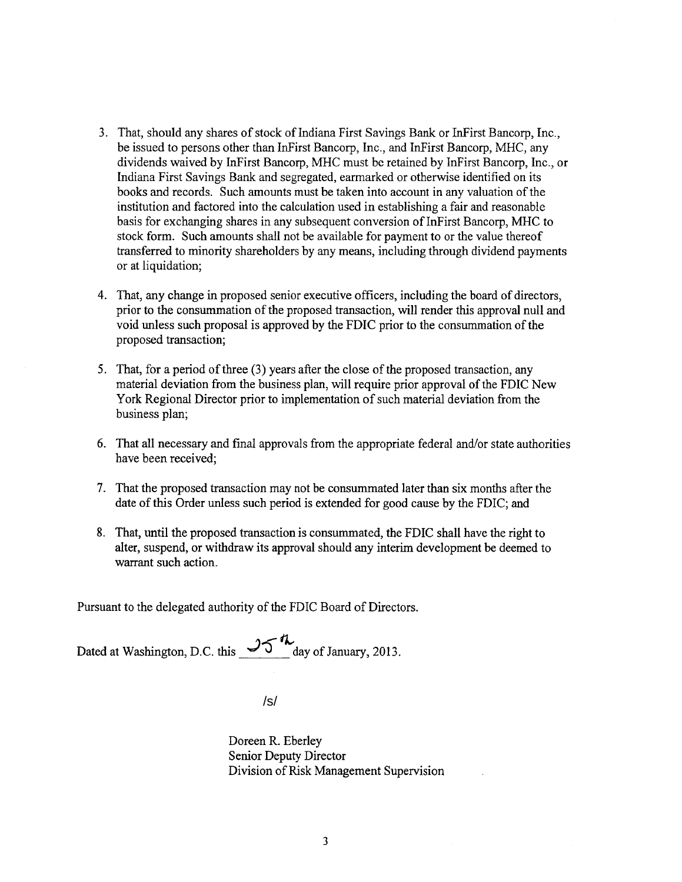3. That, should any shares of stock of Indiana First Savings Bank or InFirst Bancorp, Inc., be issued to persons other than InFirst Bancorp, Inc., and InFirst Bancorp, MHC, any dividends waived by InFirst Bancorp, MHC must be retained by InFirst Bancorp, Inc., or Indiana First Savings Bank and segregated, earmarked or otherwise identified on its books and records. Such amounts must be taken into account in any valuation of the institution and factored into the calculation used in establishing a fair and reasonable basis for exchanging shares in any subsequent conversion of InFirst Bancorp, MHC to stock form. Such amounts shall not be available for payment to or the value thereof transferred to minority shareholders by any means, including through dividend payments or at liquidation;

4. That, any change in proposed senior executive officers, including the board of directors, prior to the consummation of the proposed transaction, will render this approval null and void unless such proposal is approved by the FDIC prior to the consummation of the proposed transaction;

5. That, for a period of three (3) years after the close of the proposed transaction, any material deviation from the business plan, will require prior approval of the FDIC New York Regional Director prior to implementation of such material deviation from the business plan;

6. That all necessary and final approvals from the appropriate federal and/or state authorities have been received;

7. That the proposed transaction may not be consummated later than six months after the date of this Order unless such period is extended for good cause by the FDIC; and

8. That, until the proposed transaction is consummated, the FDIC shall have the right to alter, suspend, or withdraw its approval should any interim development be deemed to warrant such action.

Pursuant to the delegated authority of the FDIC Board of Directors.

Dated at Washington, D.C. this 25th day of January, 2013.

/s/

Doreen R. Eberley
Senior Deputy Director
Division of Risk Management Supervision